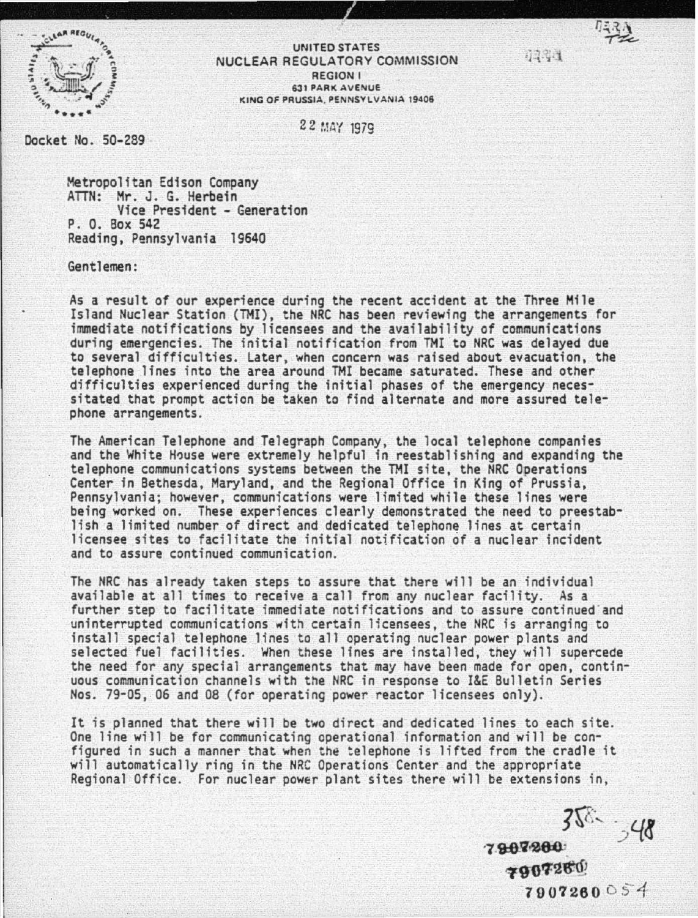UNITED STATES
NUCLEAR REGULATORY COMMISSION
REGION I
631 PARK AVENUE
KING OF PRUSSIA, PENNSYLVANIA 19406

22 MAY 1979

Docket No. 50-289

Metropolitan Edison Company
ATTN: Mr. J. G. Herbein
Vice President - Generation
P. O. Box 542
Reading, Pennsylvania 19640

Gentlemen:

As a result of our experience during the recent accident at the Three Mile Island Nuclear Station (TMI), the NRC has been reviewing the arrangements for immediate notifications by licensees and the availability of communications during emergencies. The initial notification from TMI to NRC was delayed due to several difficulties. Later, when concern was raised about evacuation, the telephone lines into the area around TMI became saturated. These and other difficulties experienced during the initial phases of the emergency necessitated that prompt action be taken to find alternate and more assured telephone arrangements.

The American Telephone and Telegraph Company, the local telephone companies and the White House were extremely helpful in reestablishing and expanding the telephone communications systems between the TMI site, the NRC Operations Center in Bethesda, Maryland, and the Regional Office in King of Prussia, Pennsylvania; however, communications were limited while these lines were being worked on. These experiences clearly demonstrated the need to preestablish a limited number of direct and dedicated telephone lines at certain licensee sites to facilitate the initial notification of a nuclear incident and to assure continued communication.

The NRC has already taken steps to assure that there will be an individual available at all times to receive a call from any nuclear facility. As a further step to facilitate immediate notifications and to assure continued and uninterrupted communications with certain licensees, the NRC is arranging to install special telephone lines to all operating nuclear power plants and selected fuel facilities. When these lines are installed, they will supercede the need for any special arrangements that may have been made for open, continuous communication channels with the NRC in response to I&E Bulletin Series Nos. 79-05, 06 and 08 (for operating power reactor licensees only).

It is planned that there will be two direct and dedicated lines to each site. One line will be for communicating operational information and will be configured in such a manner that when the telephone is lifted from the cradle it will automatically ring in the NRC Operations Center and the appropriate Regional Office. For nuclear power plant sites there will be extensions in,

7907260054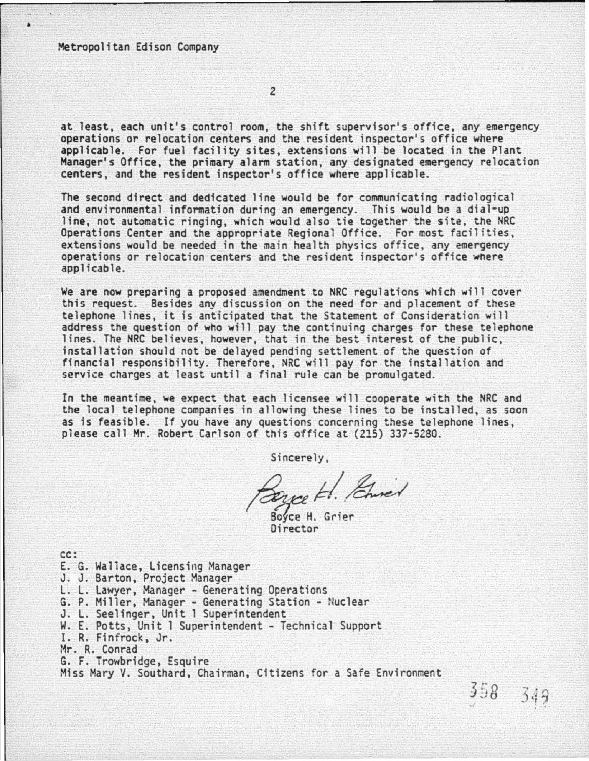Metropolitan Edison Company

at least, each unit's control room, the shift supervisor's office, any emergency operations or relocation centers and the resident inspector's office where applicable. For fuel facility sites, extensions will be located in the Plant Manager's Office, the primary alarm station, any designated emergency relocation centers, and the resident inspector's office where applicable.

The second direct and dedicated line would be for communicating radiological and environmental information during an emergency. This would be a dial-up line, not automatic ringing, which would also tie together the site, the NRC Operations Center and the appropriate Regional Office. For most facilities, extensions would be needed in the main health physics office, any emergency operations or relocation centers and the resident inspector's office where applicable.

We are now preparing a proposed amendment to NRC regulations which will cover this request. Besides any discussion on the need for and placement of these telephone lines, it is anticipated that the Statement of Consideration will address the question of who will pay the continuing charges for these telephone lines. The NRC believes, however, that in the best interest of the public, installation should not be delayed pending settlement of the question of financial responsibility. Therefore, NRC will pay for the installation and service charges at least until a final rule can be promulgated.

In the meantime, we expect that each licensee will cooperate with the NRC and the local telephone companies in allowing these lines to be installed, as soon as is feasible. If you have any questions concerning these telephone lines, please call Mr. Robert Carlson of this office at (215) 337-5280.

Sincerely,

Boyce H. Grier
Director

cc:
E. G. Wallace, Licensing Manager
J. J. Barton, Project Manager
L. L. Lawyer, Manager - Generating Operations
G. P. Miller, Manager - Generating Station - Nuclear
J. L. Seelinger, Unit 1 Superintendent
W. E. Potts, Unit 1 Superintendent - Technical Support
I. R. Finfrock, Jr.
Mr. R. Conrad
G. F. Trowbridge, Esquire
Miss Mary V. Southard, Chairman, Citizens for a Safe Environment

358 349